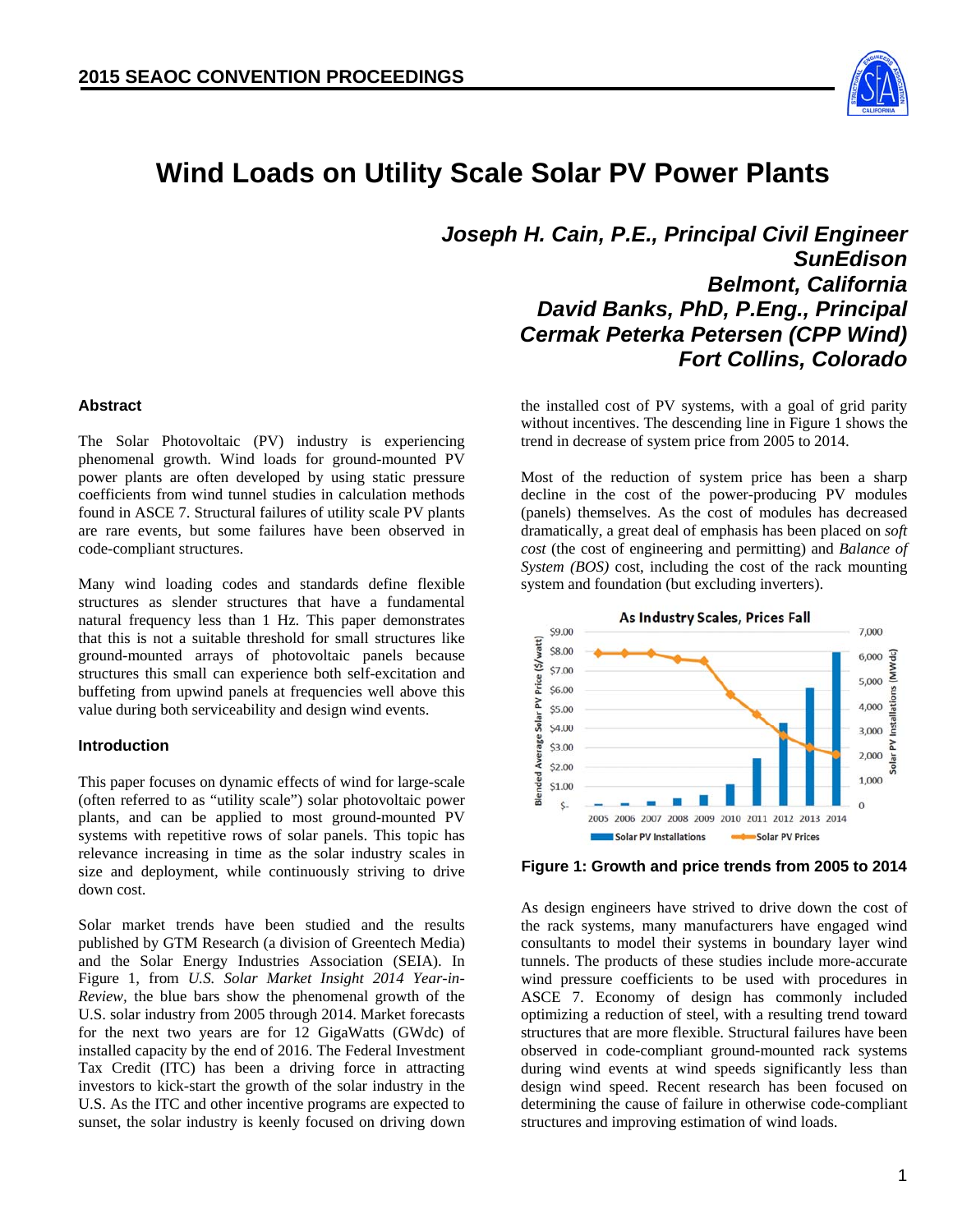# Wind Loads on Utility Scale Solar PV Power Plants

***Joseph H. Cain, P.E., Principal Civil Engineer***
***SunEdison***
***Belmont, California***
***David Banks, PhD, P.Eng., Principal***
***Cermak Peterka Petersen (CPP Wind)***
***Fort Collins, Colorado***

## Abstract

The Solar Photovoltaic (PV) industry is experiencing phenomenal growth. Wind loads for ground-mounted PV power plants are often developed by using static pressure coefficients from wind tunnel studies in calculation methods found in ASCE 7. Structural failures of utility scale PV plants are rare events, but some failures have been observed in code-compliant structures.

Many wind loading codes and standards define flexible structures as slender structures that have a fundamental natural frequency less than 1 Hz. This paper demonstrates that this is not a suitable threshold for small structures like ground-mounted arrays of photovoltaic panels because structures this small can experience both self-excitation and buffeting from upwind panels at frequencies well above this value during both serviceability and design wind events.

## Introduction

This paper focuses on dynamic effects of wind for large-scale (often referred to as "utility scale") solar photovoltaic power plants, and can be applied to most ground-mounted PV systems with repetitive rows of solar panels. This topic has relevance increasing in time as the solar industry scales in size and deployment, while continuously striving to drive down cost.

Solar market trends have been studied and the results published by GTM Research (a division of Greentech Media) and the Solar Energy Industries Association (SEIA). In Figure 1, from *U.S. Solar Market Insight 2014 Year-in-Review*, the blue bars show the phenomenal growth of the U.S. solar industry from 2005 through 2014. Market forecasts for the next two years are for 12 GigaWatts (GWdc) of installed capacity by the end of 2016. The Federal Investment Tax Credit (ITC) has been a driving force in attracting investors to kick-start the growth of the solar industry in the U.S. As the ITC and other incentive programs are expected to sunset, the solar industry is keenly focused on driving down the installed cost of PV systems, with a goal of grid parity without incentives. The descending line in Figure 1 shows the trend in decrease of system price from 2005 to 2014.

Most of the reduction of system price has been a sharp decline in the cost of the power-producing PV modules (panels) themselves. As the cost of modules has decreased dramatically, a great deal of emphasis has been placed on *soft cost* (the cost of engineering and permitting) and *Balance of System (BOS)* cost, including the cost of the rack mounting system and foundation (but excluding inverters).

**Figure 1: Growth and price trends from 2005 to 2014**

As design engineers have strived to drive down the cost of the rack systems, many manufacturers have engaged wind consultants to model their systems in boundary layer wind tunnels. The products of these studies include more-accurate wind pressure coefficients to be used with procedures in ASCE 7. Economy of design has commonly included optimizing a reduction of steel, with a resulting trend toward structures that are more flexible. Structural failures have been observed in code-compliant ground-mounted rack systems during wind events at wind speeds significantly less than design wind speed. Recent research has been focused on determining the cause of failure in otherwise code-compliant structures and improving estimation of wind loads.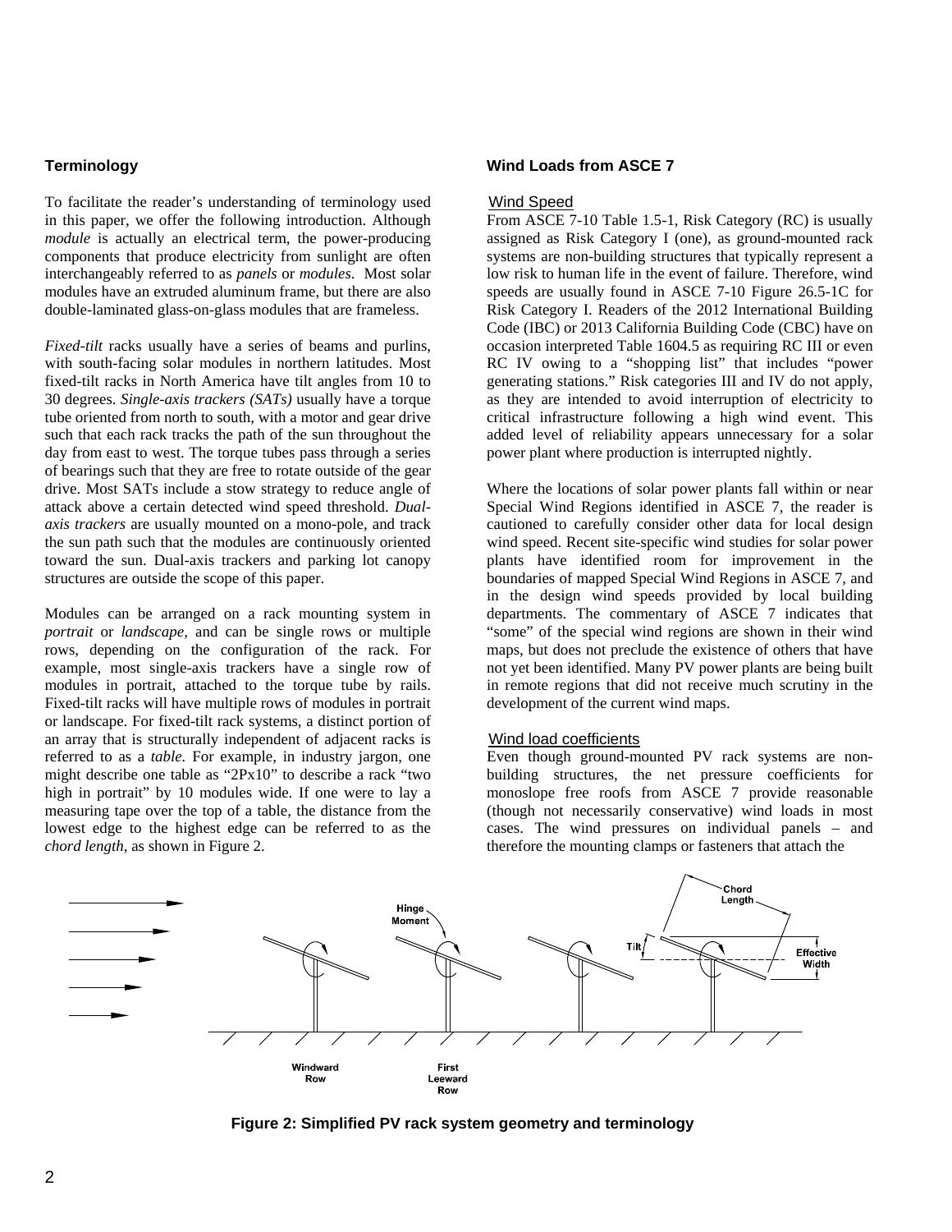### Terminology

To facilitate the reader's understanding of terminology used in this paper, we offer the following introduction. Although *module* is actually an electrical term, the power-producing components that produce electricity from sunlight are often interchangeably referred to as *panels* or *modules*. Most solar modules have an extruded aluminum frame, but there are also double-laminated glass-on-glass modules that are frameless.

*Fixed-tilt* racks usually have a series of beams and purlins, with south-facing solar modules in northern latitudes. Most fixed-tilt racks in North America have tilt angles from 10 to 30 degrees. *Single-axis trackers (SATs)* usually have a torque tube oriented from north to south, with a motor and gear drive such that each rack tracks the path of the sun throughout the day from east to west. The torque tubes pass through a series of bearings such that they are free to rotate outside of the gear drive. Most SATs include a stow strategy to reduce angle of attack above a certain detected wind speed threshold. *Dual-axis trackers* are usually mounted on a mono-pole, and track the sun path such that the modules are continuously oriented toward the sun. Dual-axis trackers and parking lot canopy structures are outside the scope of this paper.

Modules can be arranged on a rack mounting system in *portrait* or *landscape*, and can be single rows or multiple rows, depending on the configuration of the rack. For example, most single-axis trackers have a single row of modules in portrait, attached to the torque tube by rails. Fixed-tilt racks will have multiple rows of modules in portrait or landscape. For fixed-tilt rack systems, a distinct portion of an array that is structurally independent of adjacent racks is referred to as a *table*. For example, in industry jargon, one might describe one table as "2Px10" to describe a rack "two high in portrait" by 10 modules wide. If one were to lay a measuring tape over the top of a table, the distance from the lowest edge to the highest edge can be referred to as the *chord length*, as shown in Figure 2.

### Wind Loads from ASCE 7

Wind Speed

From ASCE 7-10 Table 1.5-1, Risk Category (RC) is usually assigned as Risk Category I (one), as ground-mounted rack systems are non-building structures that typically represent a low risk to human life in the event of failure. Therefore, wind speeds are usually found in ASCE 7-10 Figure 26.5-1C for Risk Category I. Readers of the 2012 International Building Code (IBC) or 2013 California Building Code (CBC) have on occasion interpreted Table 1604.5 as requiring RC III or even RC IV owing to a "shopping list" that includes "power generating stations." Risk categories III and IV do not apply, as they are intended to avoid interruption of electricity to critical infrastructure following a high wind event. This added level of reliability appears unnecessary for a solar power plant where production is interrupted nightly.

Where the locations of solar power plants fall within or near Special Wind Regions identified in ASCE 7, the reader is cautioned to carefully consider other data for local design wind speed. Recent site-specific wind studies for solar power plants have identified room for improvement in the boundaries of mapped Special Wind Regions in ASCE 7, and in the design wind speeds provided by local building departments. The commentary of ASCE 7 indicates that "some" of the special wind regions are shown in their wind maps, but does not preclude the existence of others that have not yet been identified. Many PV power plants are being built in remote regions that did not receive much scrutiny in the development of the current wind maps.

Wind load coefficients

Even though ground-mounted PV rack systems are non-building structures, the net pressure coefficients for monoslope free roofs from ASCE 7 provide reasonable (though not necessarily conservative) wind loads in most cases. The wind pressures on individual panels – and therefore the mounting clamps or fasteners that attach the

Hinge Moment

Chord Length

Tilt

Effective Width

Windward Row

First Leeward Row

**Figure 2: Simplified PV rack system geometry and terminology**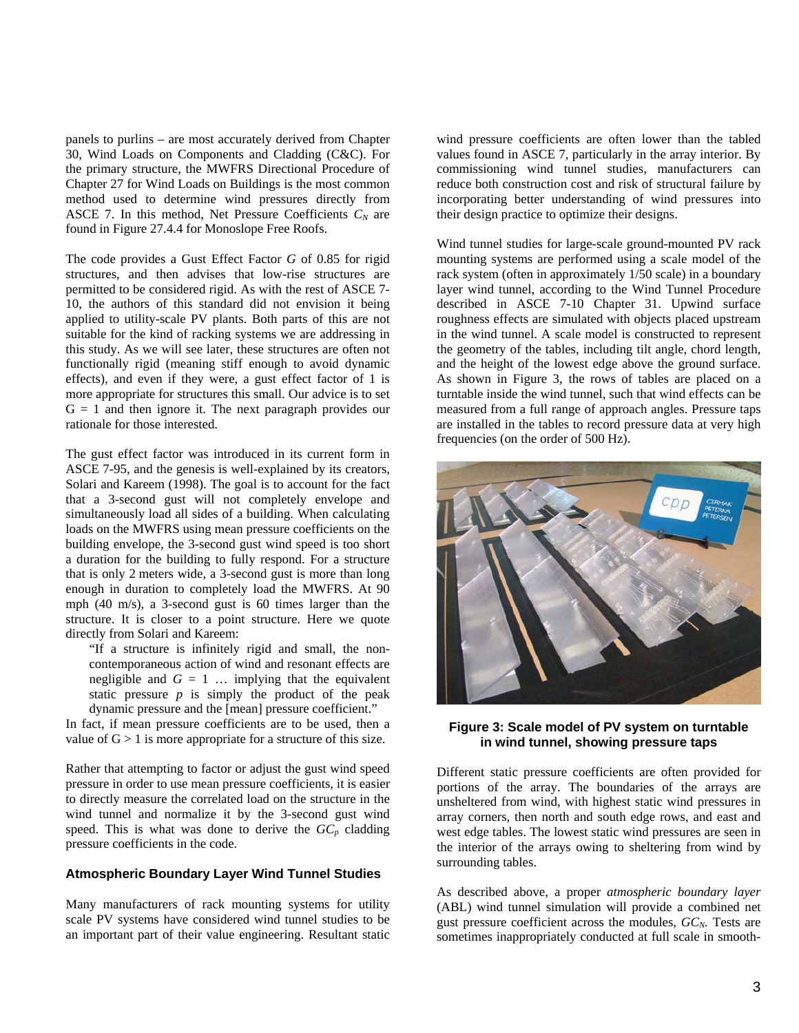panels to purlins – are most accurately derived from Chapter 30, Wind Loads on Components and Cladding (C&C). For the primary structure, the MWFRS Directional Procedure of Chapter 27 for Wind Loads on Buildings is the most common method used to determine wind pressures directly from ASCE 7. In this method, Net Pressure Coefficients $C_N$ are found in Figure 27.4.4 for Monoslope Free Roofs.

The code provides a Gust Effect Factor $G$ of 0.85 for rigid structures, and then advises that low-rise structures are permitted to be considered rigid. As with the rest of ASCE 7-10, the authors of this standard did not envision it being applied to utility-scale PV plants. Both parts of this are not suitable for the kind of racking systems we are addressing in this study. As we will see later, these structures are often not functionally rigid (meaning stiff enough to avoid dynamic effects), and even if they were, a gust effect factor of 1 is more appropriate for structures this small. Our advice is to set $G = 1$ and then ignore it. The next paragraph provides our rationale for those interested.

The gust effect factor was introduced in its current form in ASCE 7-95, and the genesis is well-explained by its creators, Solari and Kareem (1998). The goal is to account for the fact that a 3-second gust will not completely envelope and simultaneously load all sides of a building. When calculating loads on the MWFRS using mean pressure coefficients on the building envelope, the 3-second gust wind speed is too short a duration for the building to fully respond. For a structure that is only 2 meters wide, a 3-second gust is more than long enough in duration to completely load the MWFRS. At 90 mph (40 m/s), a 3-second gust is 60 times larger than the structure. It is closer to a point structure. Here we quote directly from Solari and Kareem:

> "If a structure is infinitely rigid and small, the non-contemporaneous action of wind and resonant effects are negligible and $G = 1$ … implying that the equivalent static pressure $p$ is simply the product of the peak dynamic pressure and the [mean] pressure coefficient."

In fact, if mean pressure coefficients are to be used, then a value of $G > 1$ is more appropriate for a structure of this size.

Rather that attempting to factor or adjust the gust wind speed pressure in order to use mean pressure coefficients, it is easier to directly measure the correlated load on the structure in the wind tunnel and normalize it by the 3-second gust wind speed. This is what was done to derive the $GC_p$ cladding pressure coefficients in the code.

## Atmospheric Boundary Layer Wind Tunnel Studies

Many manufacturers of rack mounting systems for utility scale PV systems have considered wind tunnel studies to be an important part of their value engineering. Resultant static wind pressure coefficients are often lower than the tabled values found in ASCE 7, particularly in the array interior. By commissioning wind tunnel studies, manufacturers can reduce both construction cost and risk of structural failure by incorporating better understanding of wind pressures into their design practice to optimize their designs.

Wind tunnel studies for large-scale ground-mounted PV rack mounting systems are performed using a scale model of the rack system (often in approximately 1/50 scale) in a boundary layer wind tunnel, according to the Wind Tunnel Procedure described in ASCE 7-10 Chapter 31. Upwind surface roughness effects are simulated with objects placed upstream in the wind tunnel. A scale model is constructed to represent the geometry of the tables, including tilt angle, chord length, and the height of the lowest edge above the ground surface. As shown in Figure 3, the rows of tables are placed on a turntable inside the wind tunnel, such that wind effects can be measured from a full range of approach angles. Pressure taps are installed in the tables to record pressure data at very high frequencies (on the order of 500 Hz).

**Figure 3: Scale model of PV system on turntable in wind tunnel, showing pressure taps**

Different static pressure coefficients are often provided for portions of the array. The boundaries of the arrays are unsheltered from wind, with highest static wind pressures in array corners, then north and south edge rows, and east and west edge tables. The lowest static wind pressures are seen in the interior of the arrays owing to sheltering from wind by surrounding tables.

As described above, a proper *atmospheric boundary layer* (ABL) wind tunnel simulation will provide a combined net gust pressure coefficient across the modules, $GC_N$. Tests are sometimes inappropriately conducted at full scale in smooth-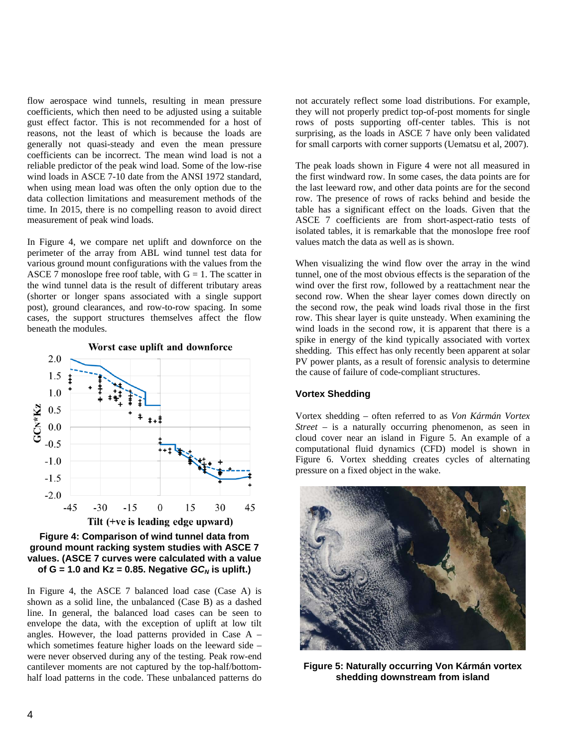flow aerospace wind tunnels, resulting in mean pressure coefficients, which then need to be adjusted using a suitable gust effect factor. This is not recommended for a host of reasons, not the least of which is because the loads are generally not quasi-steady and even the mean pressure coefficients can be incorrect. The mean wind load is not a reliable predictor of the peak wind load. Some of the low-rise wind loads in ASCE 7-10 date from the ANSI 1972 standard, when using mean load was often the only option due to the data collection limitations and measurement methods of the time. In 2015, there is no compelling reason to avoid direct measurement of peak wind loads.

In Figure 4, we compare net uplift and downforce on the perimeter of the array from ABL wind tunnel test data for various ground mount configurations with the values from the ASCE 7 monoslope free roof table, with G = 1. The scatter in the wind tunnel data is the result of different tributary areas (shorter or longer spans associated with a single support post), ground clearances, and row-to-row spacing. In some cases, the support structures themselves affect the flow beneath the modules.

Worst case uplift and downforce

2.0
1.5
1.0
0.5
0.0
-0.5
-1.0
-1.5
-2.0

GCN*Kz

-45 -30 -15 0 15 30 45

Tilt (+ve is leading edge upward)

**Figure 4: Comparison of wind tunnel data from ground mount racking system studies with ASCE 7 values. (ASCE 7 curves were calculated with a value of G = 1.0 and Kz = 0.85. Negative $GC_N$ is uplift.)**

In Figure 4, the ASCE 7 balanced load case (Case A) is shown as a solid line, the unbalanced (Case B) as a dashed line. In general, the balanced load cases can be seen to envelope the data, with the exception of uplift at low tilt angles. However, the load patterns provided in Case A – which sometimes feature higher loads on the leeward side – were never observed during any of the testing. Peak row-end cantilever moments are not captured by the top-half/bottom-half load patterns in the code. These unbalanced patterns do not accurately reflect some load distributions. For example, they will not properly predict top-of-post moments for single rows of posts supporting off-center tables. This is not surprising, as the loads in ASCE 7 have only been validated for small carports with corner supports (Uematsu et al, 2007).

The peak loads shown in Figure 4 were not all measured in the first windward row. In some cases, the data points are for the last leeward row, and other data points are for the second row. The presence of rows of racks behind and beside the table has a significant effect on the loads. Given that the ASCE 7 coefficients are from short-aspect-ratio tests of isolated tables, it is remarkable that the monoslope free roof values match the data as well as is shown.

When visualizing the wind flow over the array in the wind tunnel, one of the most obvious effects is the separation of the wind over the first row, followed by a reattachment near the second row. When the shear layer comes down directly on the second row, the peak wind loads rival those in the first row. This shear layer is quite unsteady. When examining the wind loads in the second row, it is apparent that there is a spike in energy of the kind typically associated with vortex shedding. This effect has only recently been apparent at solar PV power plants, as a result of forensic analysis to determine the cause of failure of code-compliant structures.

### Vortex Shedding

Vortex shedding – often referred to as *Von Kármán Vortex Street* – is a naturally occurring phenomenon, as seen in cloud cover near an island in Figure 5. An example of a computational fluid dynamics (CFD) model is shown in Figure 6. Vortex shedding creates cycles of alternating pressure on a fixed object in the wake.

**Figure 5: Naturally occurring Von Kármán vortex shedding downstream from island**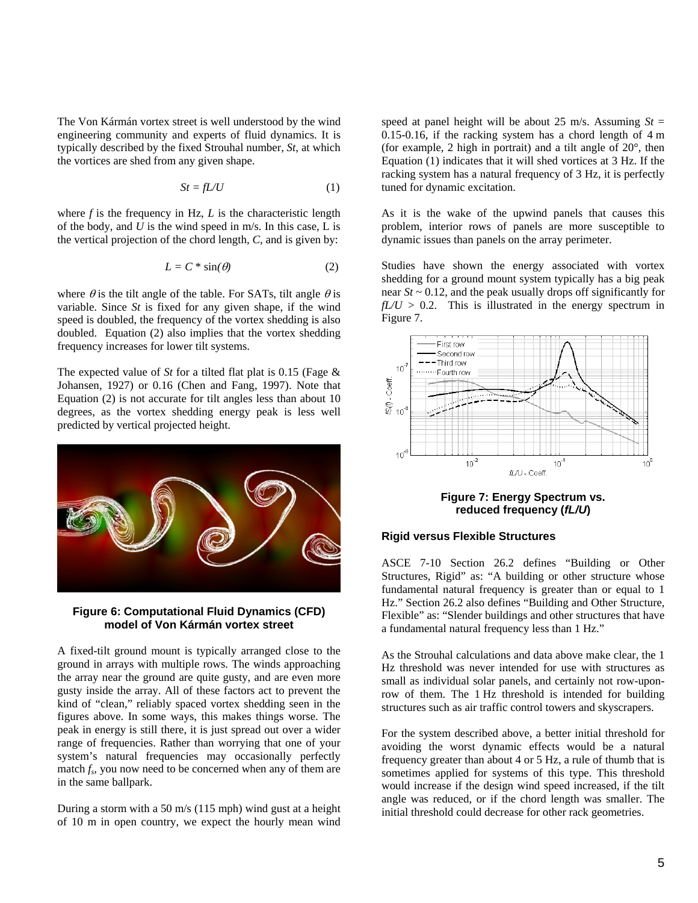The Von Kármán vortex street is well understood by the wind engineering community and experts of fluid dynamics. It is typically described by the fixed Strouhal number, *St*, at which the vortices are shed from any given shape.

$$St = fL/U \qquad (1)$$

where $f$ is the frequency in Hz, $L$ is the characteristic length of the body, and $U$ is the wind speed in m/s. In this case, L is the vertical projection of the chord length, $C$, and is given by:

$$L = C * \sin(\theta) \qquad (2)$$

where $\theta$ is the tilt angle of the table. For SATs, tilt angle $\theta$ is variable. Since *St* is fixed for any given shape, if the wind speed is doubled, the frequency of the vortex shedding is also doubled. Equation (2) also implies that the vortex shedding frequency increases for lower tilt systems.

The expected value of *St* for a tilted flat plat is 0.15 (Fage & Johansen, 1927) or 0.16 (Chen and Fang, 1997). Note that Equation (2) is not accurate for tilt angles less than about 10 degrees, as the vortex shedding energy peak is less well predicted by vertical projected height.

**Figure 6: Computational Fluid Dynamics (CFD) model of Von Kármán vortex street**

A fixed-tilt ground mount is typically arranged close to the ground in arrays with multiple rows. The winds approaching the array near the ground are quite gusty, and are even more gusty inside the array. All of these factors act to prevent the kind of "clean," reliably spaced vortex shedding seen in the figures above. In some ways, this makes things worse. The peak in energy is still there, it is just spread out over a wider range of frequencies. Rather than worrying that one of your system's natural frequencies may occasionally perfectly match $f_s$, you now need to be concerned when any of them are in the same ballpark.

During a storm with a 50 m/s (115 mph) wind gust at a height of 10 m in open country, we expect the hourly mean wind speed at panel height will be about 25 m/s. Assuming $St$ = 0.15-0.16, if the racking system has a chord length of 4 m (for example, 2 high in portrait) and a tilt angle of 20°, then Equation (1) indicates that it will shed vortices at 3 Hz. If the racking system has a natural frequency of 3 Hz, it is perfectly tuned for dynamic excitation.

As it is the wake of the upwind panels that causes this problem, interior rows of panels are more susceptible to dynamic issues than panels on the array perimeter.

Studies have shown the energy associated with vortex shedding for a ground mount system typically has a big peak near $St \sim 0.12$, and the peak usually drops off significantly for $fL/U > 0.2$. This is illustrated in the energy spectrum in Figure 7.

**Figure 7: Energy Spectrum vs. reduced frequency (*fL/U*)**

## Rigid versus Flexible Structures

ASCE 7-10 Section 26.2 defines "Building or Other Structures, Rigid" as: "A building or other structure whose fundamental natural frequency is greater than or equal to 1 Hz." Section 26.2 also defines "Building and Other Structure, Flexible" as: "Slender buildings and other structures that have a fundamental natural frequency less than 1 Hz."

As the Strouhal calculations and data above make clear, the 1 Hz threshold was never intended for use with structures as small as individual solar panels, and certainly not row-upon-row of them. The 1 Hz threshold is intended for building structures such as air traffic control towers and skyscrapers.

For the system described above, a better initial threshold for avoiding the worst dynamic effects would be a natural frequency greater than about 4 or 5 Hz, a rule of thumb that is sometimes applied for systems of this type. This threshold would increase if the design wind speed increased, if the tilt angle was reduced, or if the chord length was smaller. The initial threshold could decrease for other rack geometries.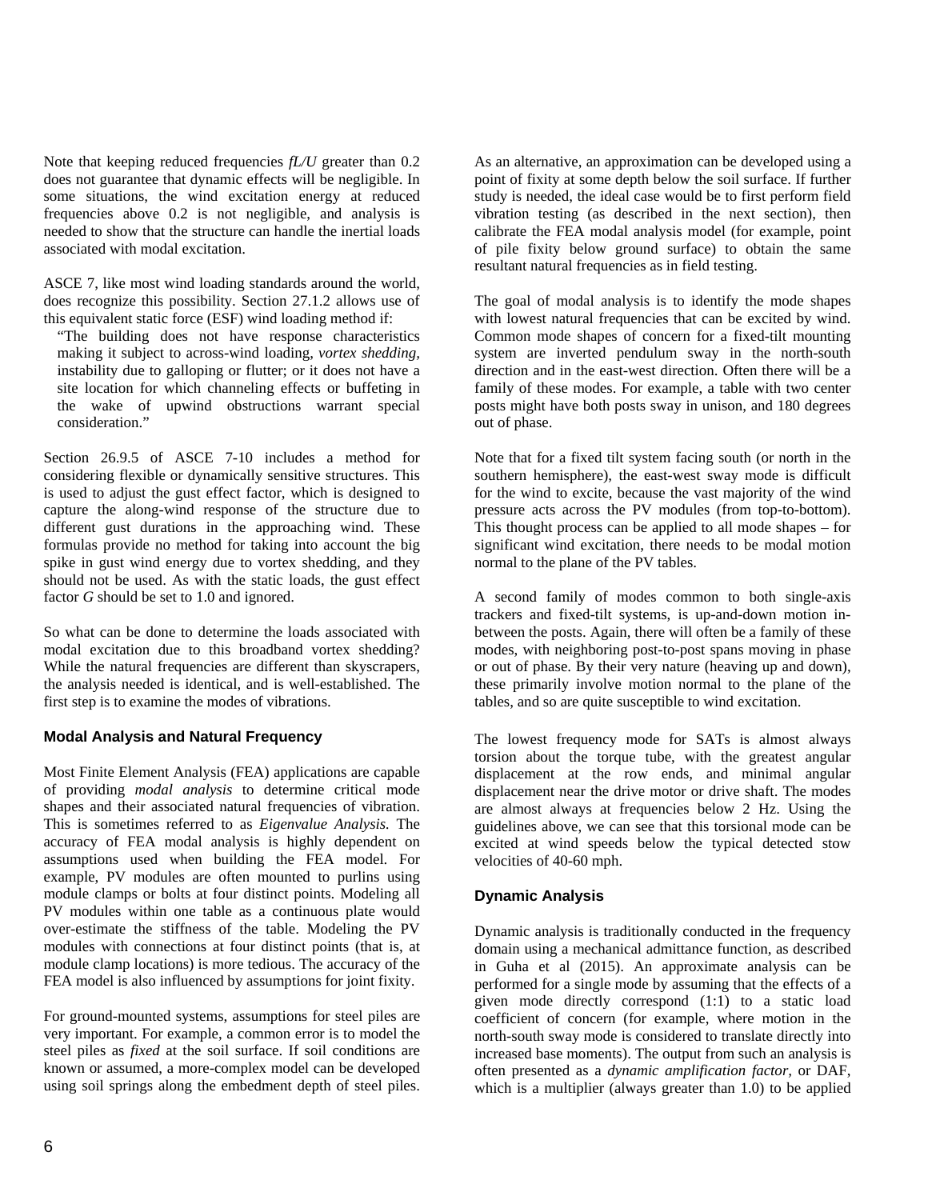Note that keeping reduced frequencies *fL/U* greater than 0.2 does not guarantee that dynamic effects will be negligible. In some situations, the wind excitation energy at reduced frequencies above 0.2 is not negligible, and analysis is needed to show that the structure can handle the inertial loads associated with modal excitation.

ASCE 7, like most wind loading standards around the world, does recognize this possibility. Section 27.1.2 allows use of this equivalent static force (ESF) wind loading method if:

> "The building does not have response characteristics making it subject to across-wind loading, *vortex shedding*, instability due to galloping or flutter; or it does not have a site location for which channeling effects or buffeting in the wake of upwind obstructions warrant special consideration."

Section 26.9.5 of ASCE 7-10 includes a method for considering flexible or dynamically sensitive structures. This is used to adjust the gust effect factor, which is designed to capture the along-wind response of the structure due to different gust durations in the approaching wind. These formulas provide no method for taking into account the big spike in gust wind energy due to vortex shedding, and they should not be used. As with the static loads, the gust effect factor *G* should be set to 1.0 and ignored.

So what can be done to determine the loads associated with modal excitation due to this broadband vortex shedding? While the natural frequencies are different than skyscrapers, the analysis needed is identical, and is well-established. The first step is to examine the modes of vibrations.

### Modal Analysis and Natural Frequency

Most Finite Element Analysis (FEA) applications are capable of providing *modal analysis* to determine critical mode shapes and their associated natural frequencies of vibration. This is sometimes referred to as *Eigenvalue Analysis.* The accuracy of FEA modal analysis is highly dependent on assumptions used when building the FEA model. For example, PV modules are often mounted to purlins using module clamps or bolts at four distinct points. Modeling all PV modules within one table as a continuous plate would over-estimate the stiffness of the table. Modeling the PV modules with connections at four distinct points (that is, at module clamp locations) is more tedious. The accuracy of the FEA model is also influenced by assumptions for joint fixity.

For ground-mounted systems, assumptions for steel piles are very important. For example, a common error is to model the steel piles as *fixed* at the soil surface. If soil conditions are known or assumed, a more-complex model can be developed using soil springs along the embedment depth of steel piles. As an alternative, an approximation can be developed using a point of fixity at some depth below the soil surface. If further study is needed, the ideal case would be to first perform field vibration testing (as described in the next section), then calibrate the FEA modal analysis model (for example, point of pile fixity below ground surface) to obtain the same resultant natural frequencies as in field testing.

The goal of modal analysis is to identify the mode shapes with lowest natural frequencies that can be excited by wind. Common mode shapes of concern for a fixed-tilt mounting system are inverted pendulum sway in the north-south direction and in the east-west direction. Often there will be a family of these modes. For example, a table with two center posts might have both posts sway in unison, and 180 degrees out of phase.

Note that for a fixed tilt system facing south (or north in the southern hemisphere), the east-west sway mode is difficult for the wind to excite, because the vast majority of the wind pressure acts across the PV modules (from top-to-bottom). This thought process can be applied to all mode shapes – for significant wind excitation, there needs to be modal motion normal to the plane of the PV tables.

A second family of modes common to both single-axis trackers and fixed-tilt systems, is up-and-down motion in-between the posts. Again, there will often be a family of these modes, with neighboring post-to-post spans moving in phase or out of phase. By their very nature (heaving up and down), these primarily involve motion normal to the plane of the tables, and so are quite susceptible to wind excitation.

The lowest frequency mode for SATs is almost always torsion about the torque tube, with the greatest angular displacement at the row ends, and minimal angular displacement near the drive motor or drive shaft. The modes are almost always at frequencies below 2 Hz. Using the guidelines above, we can see that this torsional mode can be excited at wind speeds below the typical detected stow velocities of 40-60 mph.

### Dynamic Analysis

Dynamic analysis is traditionally conducted in the frequency domain using a mechanical admittance function, as described in Guha et al (2015). An approximate analysis can be performed for a single mode by assuming that the effects of a given mode directly correspond (1:1) to a static load coefficient of concern (for example, where motion in the north-south sway mode is considered to translate directly into increased base moments). The output from such an analysis is often presented as a *dynamic amplification factor*, or DAF, which is a multiplier (always greater than 1.0) to be applied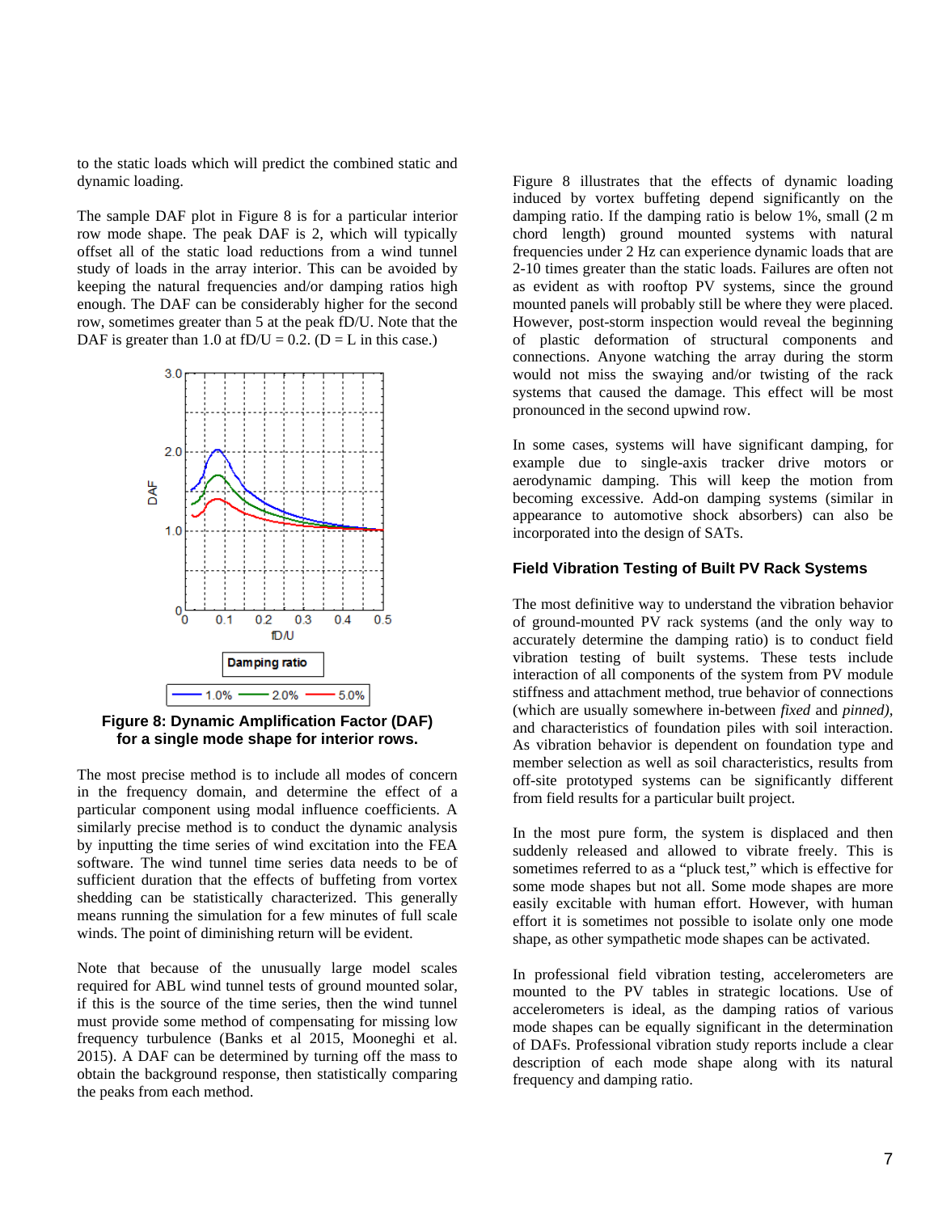to the static loads which will predict the combined static and dynamic loading.

The sample DAF plot in Figure 8 is for a particular interior row mode shape. The peak DAF is 2, which will typically offset all of the static load reductions from a wind tunnel study of loads in the array interior. This can be avoided by keeping the natural frequencies and/or damping ratios high enough. The DAF can be considerably higher for the second row, sometimes greater than 5 at the peak fD/U. Note that the DAF is greater than 1.0 at fD/U = 0.2. (D = L in this case.)

3.0
2.0
1.0
0
DAF
0
0.1
0.2
0.3
0.4
0.5
fD/U
Damping ratio
1.0%
2.0%
5.0%

**Figure 8: Dynamic Amplification Factor (DAF) for a single mode shape for interior rows.**

The most precise method is to include all modes of concern in the frequency domain, and determine the effect of a particular component using modal influence coefficients. A similarly precise method is to conduct the dynamic analysis by inputting the time series of wind excitation into the FEA software. The wind tunnel time series data needs to be of sufficient duration that the effects of buffeting from vortex shedding can be statistically characterized. This generally means running the simulation for a few minutes of full scale winds. The point of diminishing return will be evident.

Note that because of the unusually large model scales required for ABL wind tunnel tests of ground mounted solar, if this is the source of the time series, then the wind tunnel must provide some method of compensating for missing low frequency turbulence (Banks et al 2015, Mooneghi et al. 2015). A DAF can be determined by turning off the mass to obtain the background response, then statistically comparing the peaks from each method.

Figure 8 illustrates that the effects of dynamic loading induced by vortex buffeting depend significantly on the damping ratio. If the damping ratio is below 1%, small (2 m chord length) ground mounted systems with natural frequencies under 2 Hz can experience dynamic loads that are 2-10 times greater than the static loads. Failures are often not as evident as with rooftop PV systems, since the ground mounted panels will probably still be where they were placed. However, post-storm inspection would reveal the beginning of plastic deformation of structural components and connections. Anyone watching the array during the storm would not miss the swaying and/or twisting of the rack systems that caused the damage. This effect will be most pronounced in the second upwind row.

In some cases, systems will have significant damping, for example due to single-axis tracker drive motors or aerodynamic damping. This will keep the motion from becoming excessive. Add-on damping systems (similar in appearance to automotive shock absorbers) can also be incorporated into the design of SATs.

### Field Vibration Testing of Built PV Rack Systems

The most definitive way to understand the vibration behavior of ground-mounted PV rack systems (and the only way to accurately determine the damping ratio) is to conduct field vibration testing of built systems. These tests include interaction of all components of the system from PV module stiffness and attachment method, true behavior of connections (which are usually somewhere in-between *fixed* and *pinned),* and characteristics of foundation piles with soil interaction. As vibration behavior is dependent on foundation type and member selection as well as soil characteristics, results from off-site prototyped systems can be significantly different from field results for a particular built project.

In the most pure form, the system is displaced and then suddenly released and allowed to vibrate freely. This is sometimes referred to as a "pluck test," which is effective for some mode shapes but not all. Some mode shapes are more easily excitable with human effort. However, with human effort it is sometimes not possible to isolate only one mode shape, as other sympathetic mode shapes can be activated.

In professional field vibration testing, accelerometers are mounted to the PV tables in strategic locations. Use of accelerometers is ideal, as the damping ratios of various mode shapes can be equally significant in the determination of DAFs. Professional vibration study reports include a clear description of each mode shape along with its natural frequency and damping ratio.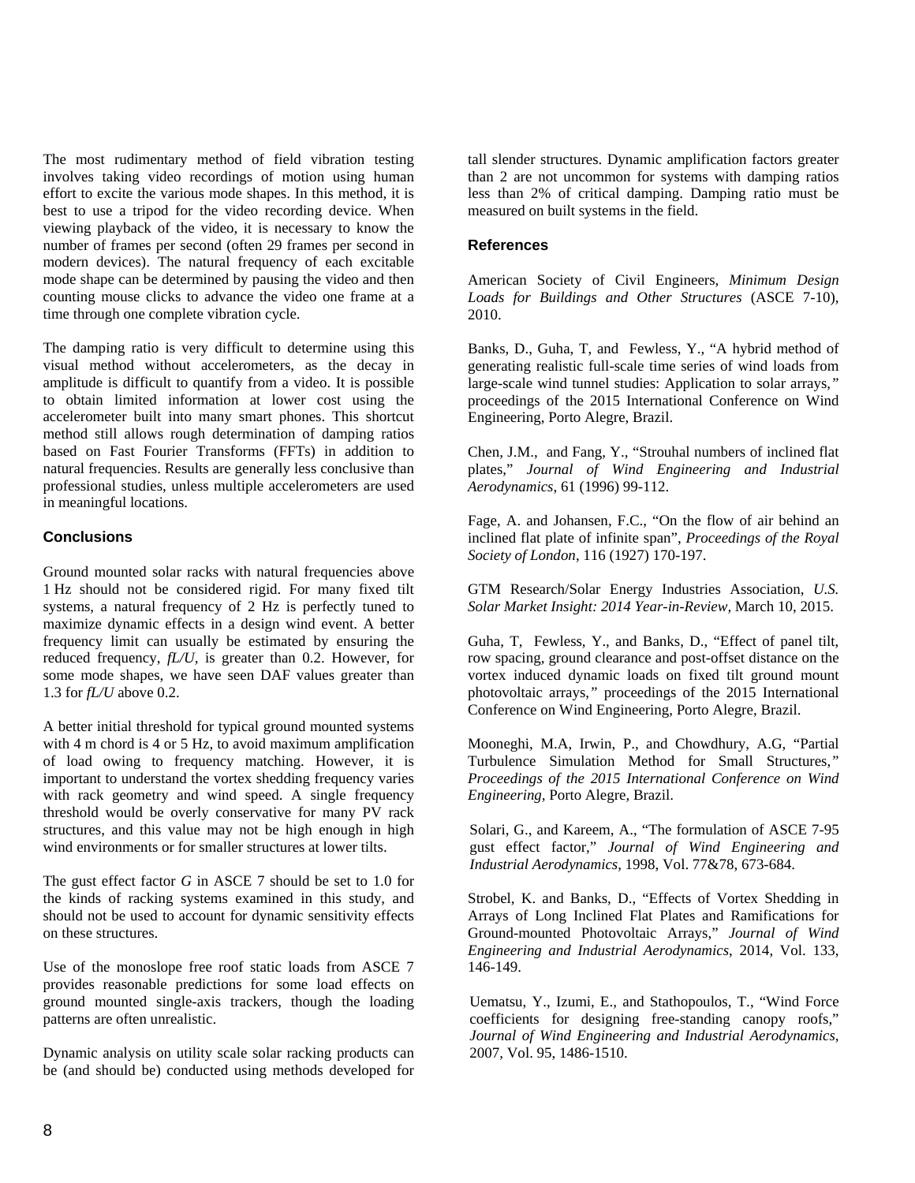The most rudimentary method of field vibration testing involves taking video recordings of motion using human effort to excite the various mode shapes. In this method, it is best to use a tripod for the video recording device. When viewing playback of the video, it is necessary to know the number of frames per second (often 29 frames per second in modern devices). The natural frequency of each excitable mode shape can be determined by pausing the video and then counting mouse clicks to advance the video one frame at a time through one complete vibration cycle.

The damping ratio is very difficult to determine using this visual method without accelerometers, as the decay in amplitude is difficult to quantify from a video. It is possible to obtain limited information at lower cost using the accelerometer built into many smart phones. This shortcut method still allows rough determination of damping ratios based on Fast Fourier Transforms (FFTs) in addition to natural frequencies. Results are generally less conclusive than professional studies, unless multiple accelerometers are used in meaningful locations.

## Conclusions

Ground mounted solar racks with natural frequencies above 1 Hz should not be considered rigid. For many fixed tilt systems, a natural frequency of 2 Hz is perfectly tuned to maximize dynamic effects in a design wind event. A better frequency limit can usually be estimated by ensuring the reduced frequency, $fL/U$, is greater than 0.2. However, for some mode shapes, we have seen DAF values greater than 1.3 for $fL/U$ above 0.2.

A better initial threshold for typical ground mounted systems with 4 m chord is 4 or 5 Hz, to avoid maximum amplification of load owing to frequency matching. However, it is important to understand the vortex shedding frequency varies with rack geometry and wind speed. A single frequency threshold would be overly conservative for many PV rack structures, and this value may not be high enough in high wind environments or for smaller structures at lower tilts.

The gust effect factor $G$ in ASCE 7 should be set to 1.0 for the kinds of racking systems examined in this study, and should not be used to account for dynamic sensitivity effects on these structures.

Use of the monoslope free roof static loads from ASCE 7 provides reasonable predictions for some load effects on ground mounted single-axis trackers, though the loading patterns are often unrealistic.

Dynamic analysis on utility scale solar racking products can be (and should be) conducted using methods developed for tall slender structures. Dynamic amplification factors greater than 2 are not uncommon for systems with damping ratios less than 2% of critical damping. Damping ratio must be measured on built systems in the field.

## References

American Society of Civil Engineers, *Minimum Design Loads for Buildings and Other Structures* (ASCE 7-10), 2010.

Banks, D., Guha, T, and Fewless, Y., "A hybrid method of generating realistic full-scale time series of wind loads from large-scale wind tunnel studies: Application to solar arrays," proceedings of the 2015 International Conference on Wind Engineering, Porto Alegre, Brazil.

Chen, J.M., and Fang, Y., "Strouhal numbers of inclined flat plates," *Journal of Wind Engineering and Industrial Aerodynamics*, 61 (1996) 99-112.

Fage, A. and Johansen, F.C., "On the flow of air behind an inclined flat plate of infinite span", *Proceedings of the Royal Society of London*, 116 (1927) 170-197.

GTM Research/Solar Energy Industries Association, *U.S. Solar Market Insight: 2014 Year-in-Review*, March 10, 2015.

Guha, T, Fewless, Y., and Banks, D., "Effect of panel tilt, row spacing, ground clearance and post-offset distance on the vortex induced dynamic loads on fixed tilt ground mount photovoltaic arrays," proceedings of the 2015 International Conference on Wind Engineering, Porto Alegre, Brazil.

Mooneghi, M.A, Irwin, P., and Chowdhury, A.G, "Partial Turbulence Simulation Method for Small Structures," *Proceedings of the 2015 International Conference on Wind Engineering*, Porto Alegre, Brazil.

Solari, G., and Kareem, A., "The formulation of ASCE 7-95 gust effect factor," *Journal of Wind Engineering and Industrial Aerodynamics*, 1998, Vol. 77&78, 673-684.

Strobel, K. and Banks, D., "Effects of Vortex Shedding in Arrays of Long Inclined Flat Plates and Ramifications for Ground-mounted Photovoltaic Arrays," *Journal of Wind Engineering and Industrial Aerodynamics*, 2014, Vol. 133, 146-149.

Uematsu, Y., Izumi, E., and Stathopoulos, T., "Wind Force coefficients for designing free-standing canopy roofs," *Journal of Wind Engineering and Industrial Aerodynamics*, 2007, Vol. 95, 1486-1510.